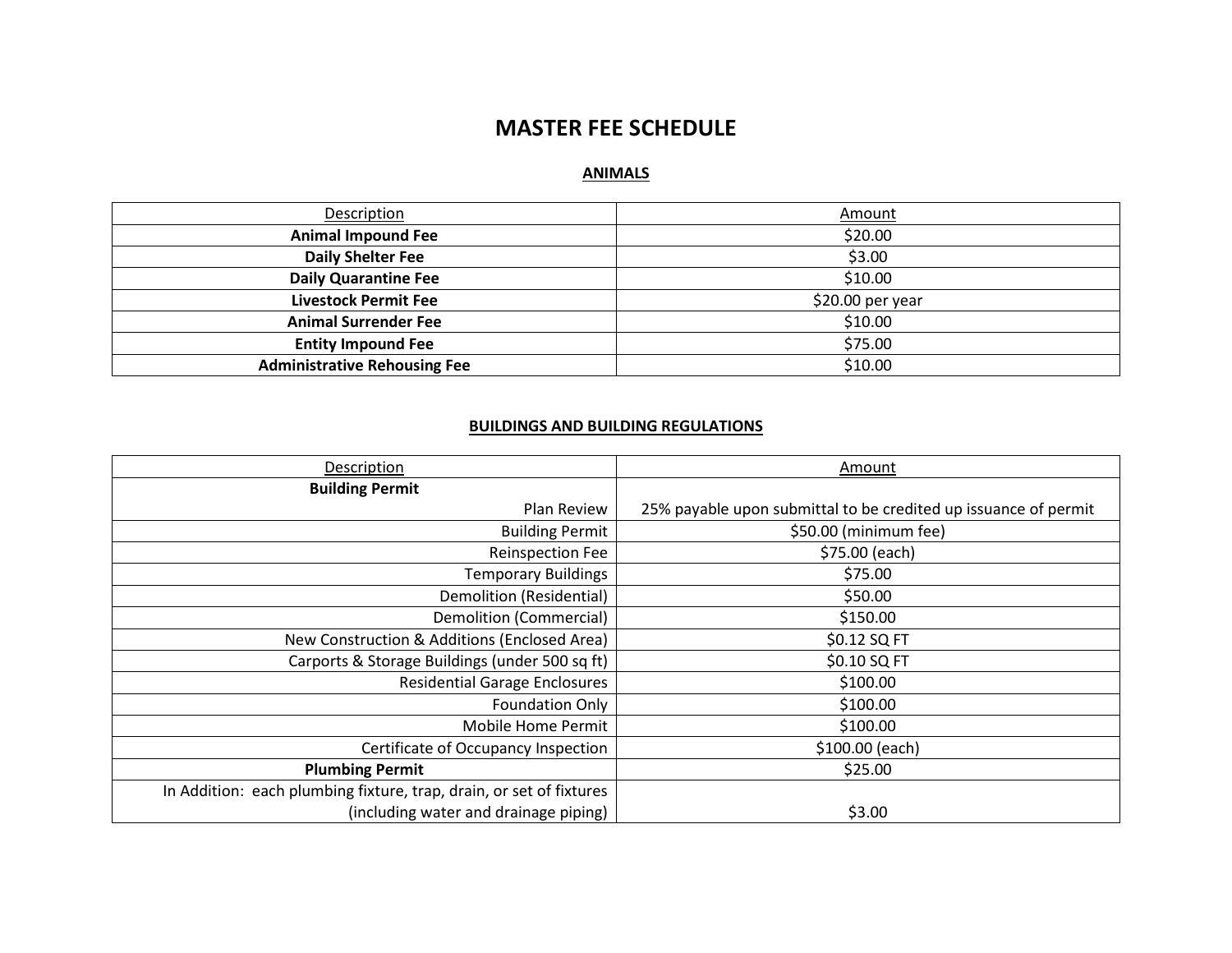# MASTER FEE SCHEDULE

## ANIMALS

| Description | Amount |
|---|---|
| **Animal Impound Fee** | $20.00 |
| **Daily Shelter Fee** | $3.00 |
| **Daily Quarantine Fee** | $10.00 |
| **Livestock Permit Fee** | $20.00 per year |
| **Animal Surrender Fee** | $10.00 |
| **Entity Impound Fee** | $75.00 |
| **Administrative Rehousing Fee** | $10.00 |

## BUILDINGS AND BUILDING REGULATIONS

| Description | Amount |
|---|---|
| **Building Permit** | |
| Plan Review | 25% payable upon submittal to be credited up issuance of permit |
| Building Permit | $50.00 (minimum fee) |
| Reinspection Fee | $75.00 (each) |
| Temporary Buildings | $75.00 |
| Demolition (Residential) | $50.00 |
| Demolition (Commercial) | $150.00 |
| New Construction & Additions (Enclosed Area) | $0.12 SQ FT |
| Carports & Storage Buildings (under 500 sq ft) | $0.10 SQ FT |
| Residential Garage Enclosures | $100.00 |
| Foundation Only | $100.00 |
| Mobile Home Permit | $100.00 |
| Certificate of Occupancy Inspection | $100.00 (each) |
| **Plumbing Permit** | $25.00 |
| In Addition: each plumbing fixture, trap, drain, or set of fixtures (including water and drainage piping) | $3.00 |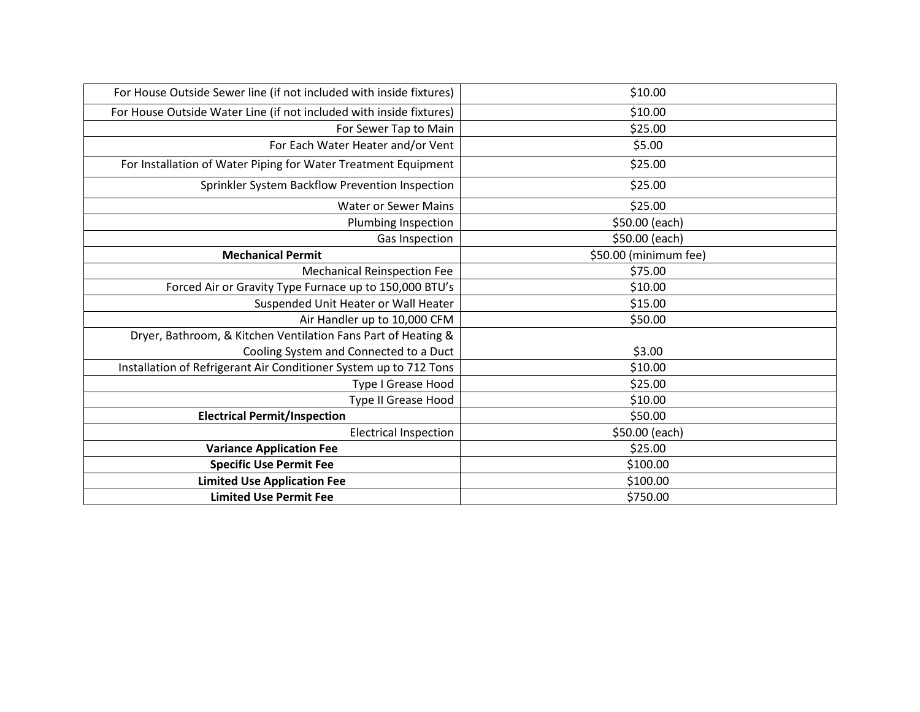| For House Outside Sewer line (if not included with inside fixtures) | $10.00 |
|---|---|
| For House Outside Water Line (if not included with inside fixtures) | $10.00 |
| For Sewer Tap to Main | $25.00 |
| For Each Water Heater and/or Vent | $5.00 |
| For Installation of Water Piping for Water Treatment Equipment | $25.00 |
| Sprinkler System Backflow Prevention Inspection | $25.00 |
| Water or Sewer Mains | $25.00 |
| Plumbing Inspection | $50.00 (each) |
| Gas Inspection | $50.00 (each) |
| **Mechanical Permit** | $50.00 (minimum fee) |
| Mechanical Reinspection Fee | $75.00 |
| Forced Air or Gravity Type Furnace up to 150,000 BTU's | $10.00 |
| Suspended Unit Heater or Wall Heater | $15.00 |
| Air Handler up to 10,000 CFM | $50.00 |
| Dryer, Bathroom, & Kitchen Ventilation Fans Part of Heating & Cooling System and Connected to a Duct | $3.00 |
| Installation of Refrigerant Air Conditioner System up to 712 Tons | $10.00 |
| Type I Grease Hood | $25.00 |
| Type II Grease Hood | $10.00 |
| **Electrical Permit/Inspection** | $50.00 |
| Electrical Inspection | $50.00 (each) |
| **Variance Application Fee** | $25.00 |
| **Specific Use Permit Fee** | $100.00 |
| **Limited Use Application Fee** | $100.00 |
| **Limited Use Permit Fee** | $750.00 |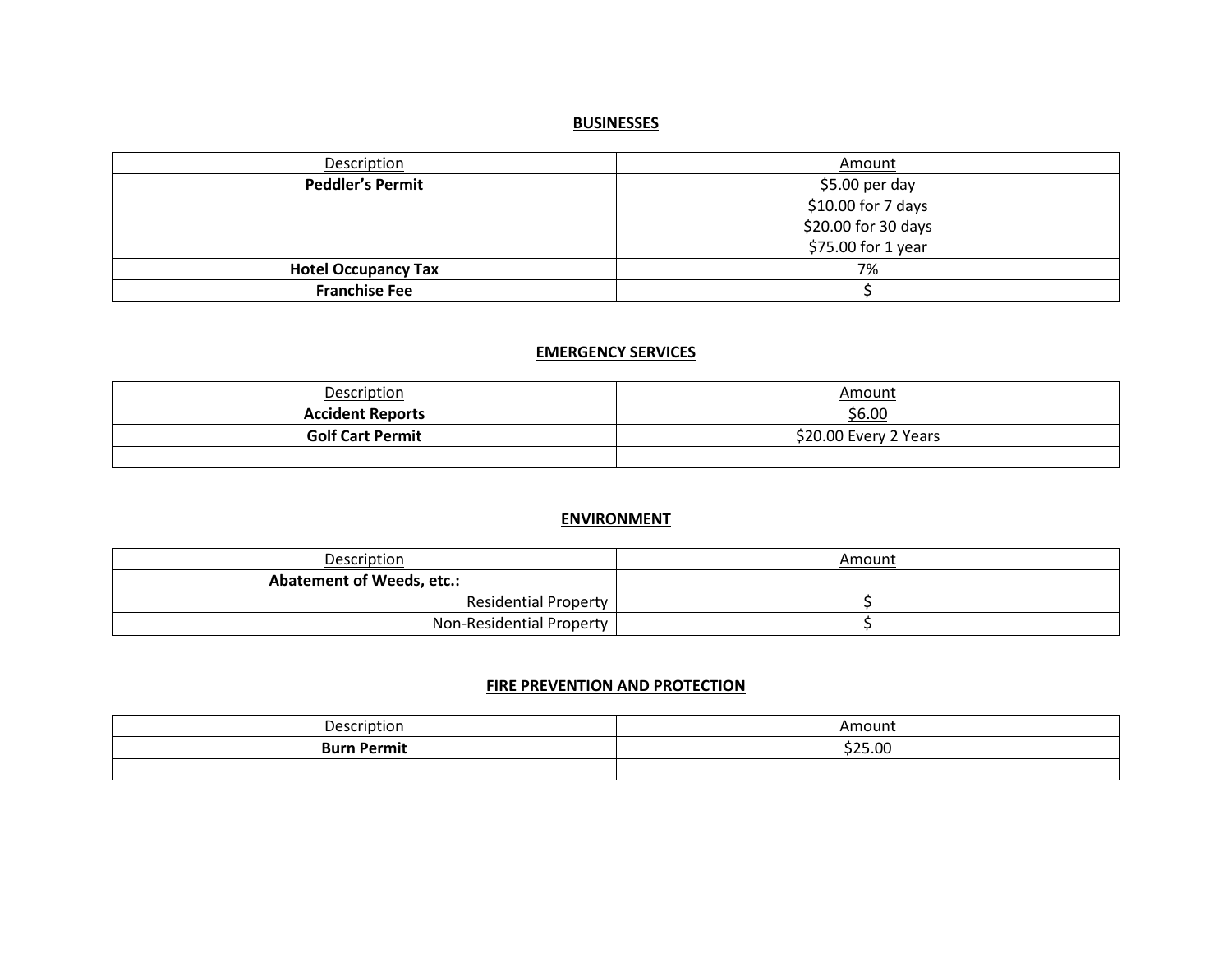## BUSINESSES

| Description | Amount |
|---|---|
| **Peddler's Permit** | $5.00 per day<br>$10.00 for 7 days<br>$20.00 for 30 days<br>$75.00 for 1 year |
| **Hotel Occupancy Tax** | 7% |
| **Franchise Fee** | $ |

## EMERGENCY SERVICES

| Description | Amount |
|---|---|
| **Accident Reports** | $6.00 |
| **Golf Cart Permit** | $20.00 Every 2 Years |
| | |

## ENVIRONMENT

| Description | Amount |
|---|---|
| **Abatement of Weeds, etc.:**<br>Residential Property | <br>$ |
| Non-Residential Property | $ |

## FIRE PREVENTION AND PROTECTION

| Description | Amount |
|---|---|
| **Burn Permit** | $25.00 |
| | |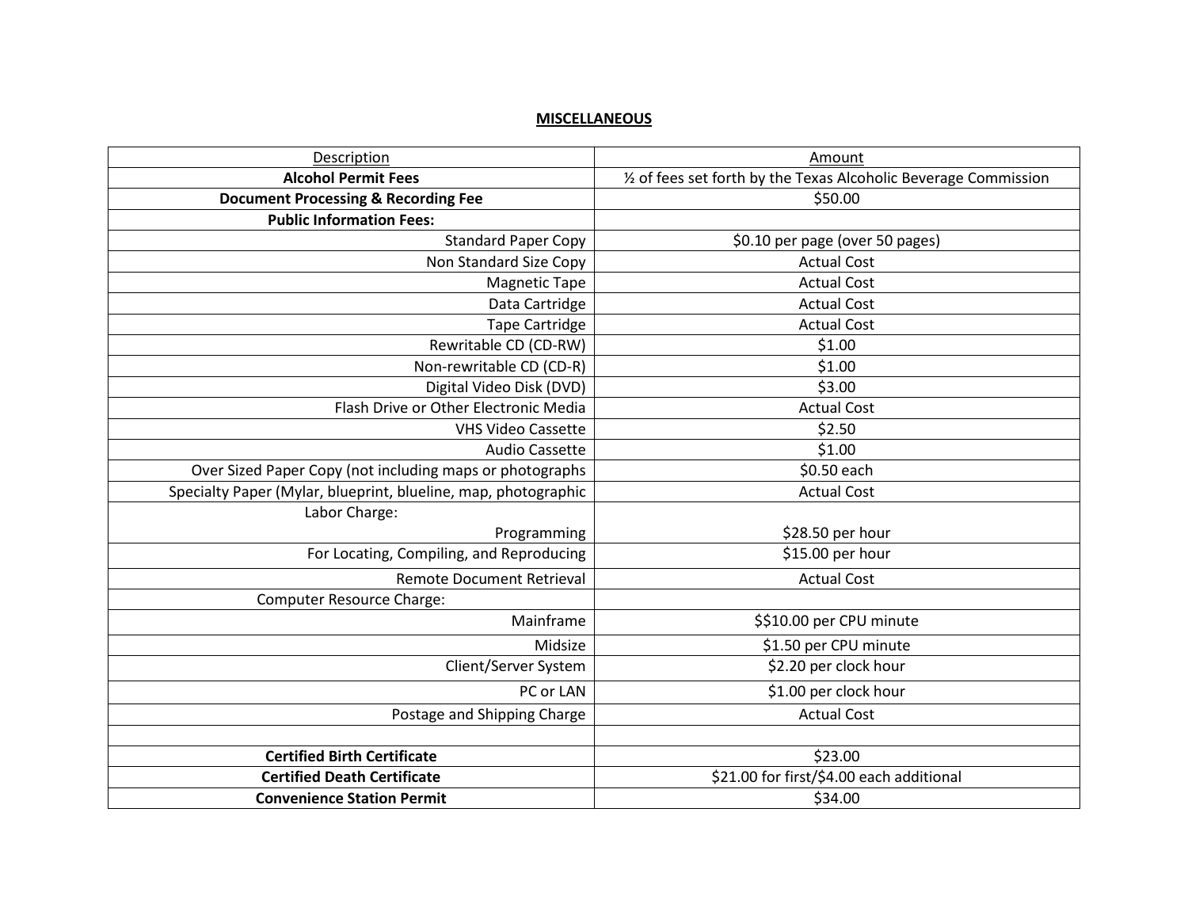## MISCELLANEOUS

| Description | Amount |
|---|---|
| **Alcohol Permit Fees** | ½ of fees set forth by the Texas Alcoholic Beverage Commission |
| **Document Processing & Recording Fee** | $50.00 |
| **Public Information Fees:** | |
| Standard Paper Copy | $0.10 per page (over 50 pages) |
| Non Standard Size Copy | Actual Cost |
| Magnetic Tape | Actual Cost |
| Data Cartridge | Actual Cost |
| Tape Cartridge | Actual Cost |
| Rewritable CD (CD-RW) | $1.00 |
| Non-rewritable CD (CD-R) | $1.00 |
| Digital Video Disk (DVD) | $3.00 |
| Flash Drive or Other Electronic Media | Actual Cost |
| VHS Video Cassette | $2.50 |
| Audio Cassette | $1.00 |
| Over Sized Paper Copy (not including maps or photographs | $0.50 each |
| Specialty Paper (Mylar, blueprint, blueline, map, photographic | Actual Cost |
| Labor Charge: Programming | $28.50 per hour |
| For Locating, Compiling, and Reproducing | $15.00 per hour |
| Remote Document Retrieval | Actual Cost |
| Computer Resource Charge: | |
| Mainframe | $$10.00 per CPU minute |
| Midsize | $1.50 per CPU minute |
| Client/Server System | $2.20 per clock hour |
| PC or LAN | $1.00 per clock hour |
| Postage and Shipping Charge | Actual Cost |
| | |
| **Certified Birth Certificate** | $23.00 |
| **Certified Death Certificate** | $21.00 for first/$4.00 each additional |
| **Convenience Station Permit** | $34.00 |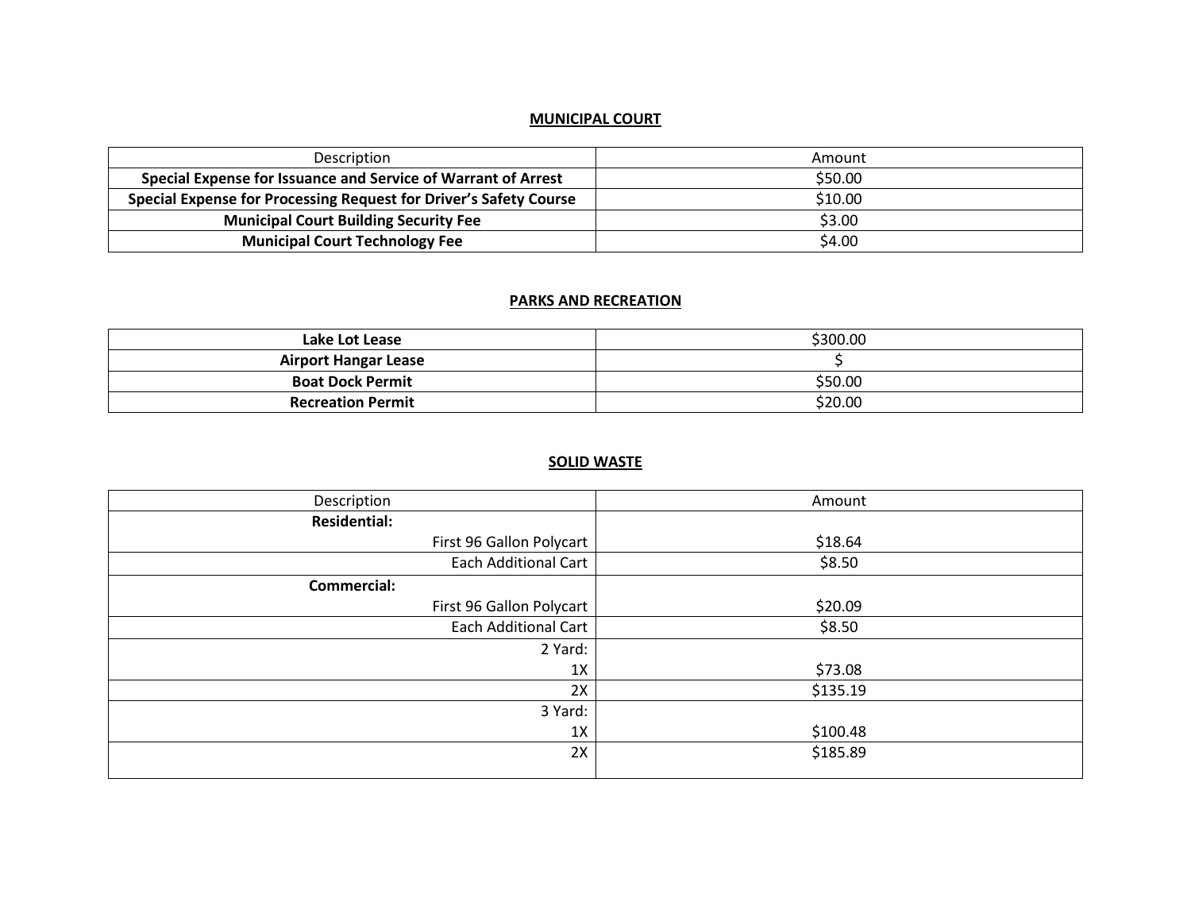## MUNICIPAL COURT

| Description | Amount |
|---|---|
| **Special Expense for Issuance and Service of Warrant of Arrest** | $50.00 |
| **Special Expense for Processing Request for Driver's Safety Course** | $10.00 |
| **Municipal Court Building Security Fee** | $3.00 |
| **Municipal Court Technology Fee** | $4.00 |

## PARKS AND RECREATION

| | |
|---|---|
| **Lake Lot Lease** | $300.00 |
| **Airport Hangar Lease** | $ |
| **Boat Dock Permit** | $50.00 |
| **Recreation Permit** | $20.00 |

## SOLID WASTE

| Description | Amount |
|---|---|
| **Residential:** First 96 Gallon Polycart | $18.64 |
| Each Additional Cart | $8.50 |
| **Commercial:** First 96 Gallon Polycart | $20.09 |
| Each Additional Cart | $8.50 |
| 2 Yard: 1X | $73.08 |
| 2X | $135.19 |
| 3 Yard: 1X | $100.48 |
| 2X | $185.89 |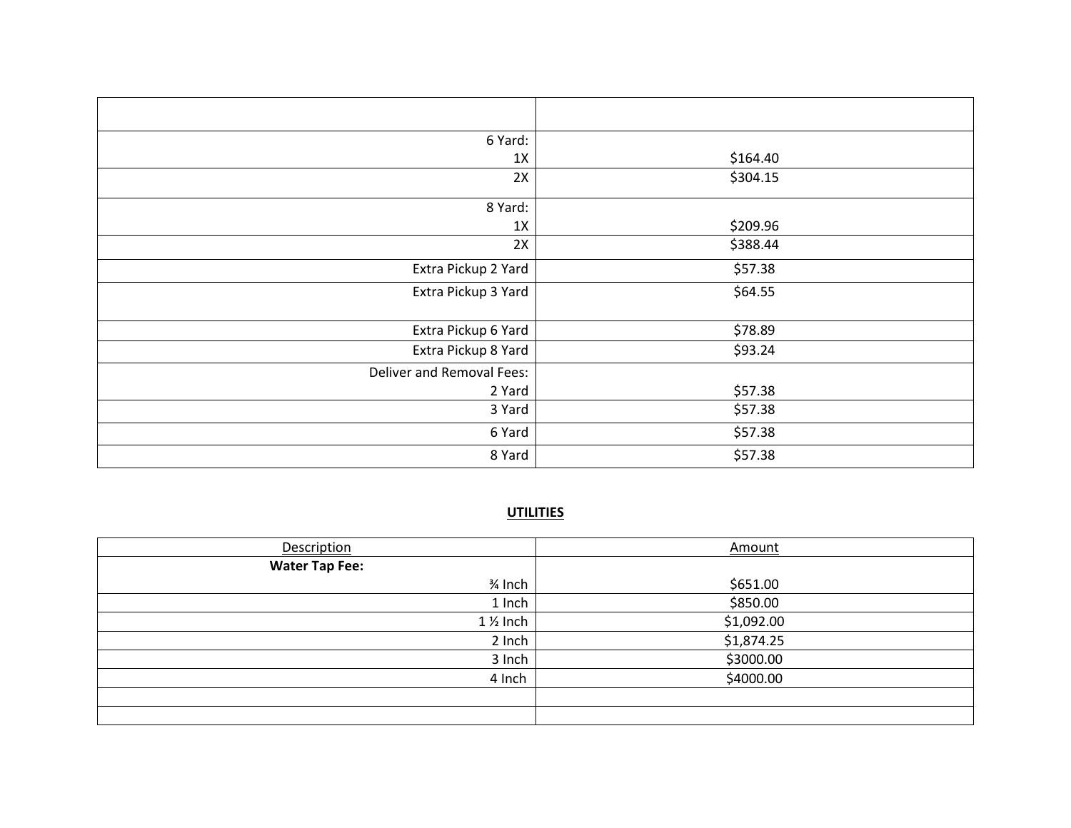| | |
|---|---|
| 6 Yard: | |
| 1X | $164.40 |
| 2X | $304.15 |
| 8 Yard: | |
| 1X | $209.96 |
| 2X | $388.44 |
| Extra Pickup 2 Yard | $57.38 |
| Extra Pickup 3 Yard | $64.55 |
| Extra Pickup 6 Yard | $78.89 |
| Extra Pickup 8 Yard | $93.24 |
| Deliver and Removal Fees: | |
| 2 Yard | $57.38 |
| 3 Yard | $57.38 |
| 6 Yard | $57.38 |
| 8 Yard | $57.38 |

## UTILITIES

| Description | Amount |
|---|---|
| **Water Tap Fee:** | |
| ¾ Inch | $651.00 |
| 1 Inch | $850.00 |
| 1 ½ Inch | $1,092.00 |
| 2 Inch | $1,874.25 |
| 3 Inch | $3000.00 |
| 4 Inch | $4000.00 |
| | |
| | |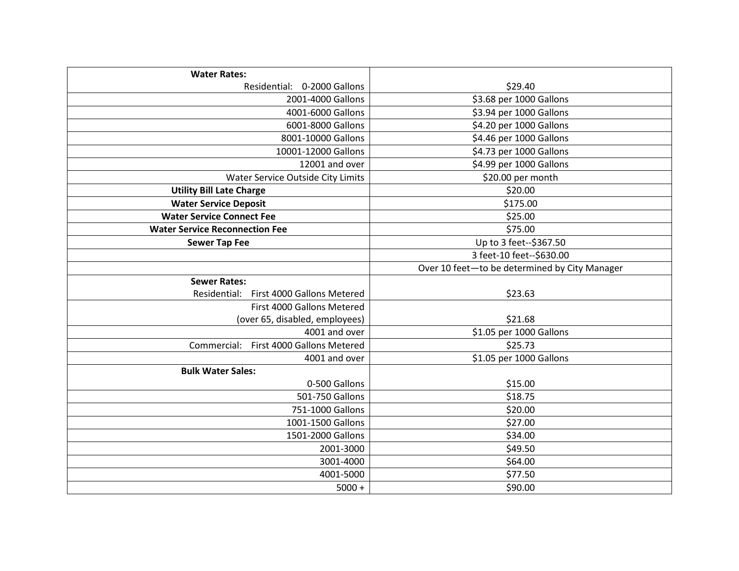| | |
|---|---|
| **Water Rates:**<br>Residential: 0-2000 Gallons | $29.40 |
| 2001-4000 Gallons | $3.68 per 1000 Gallons |
| 4001-6000 Gallons | $3.94 per 1000 Gallons |
| 6001-8000 Gallons | $4.20 per 1000 Gallons |
| 8001-10000 Gallons | $4.46 per 1000 Gallons |
| 10001-12000 Gallons | $4.73 per 1000 Gallons |
| 12001 and over | $4.99 per 1000 Gallons |
| Water Service Outside City Limits | $20.00 per month |
| **Utility Bill Late Charge** | $20.00 |
| **Water Service Deposit** | $175.00 |
| **Water Service Connect Fee** | $25.00 |
| **Water Service Reconnection Fee** | $75.00 |
| **Sewer Tap Fee** | Up to 3 feet--$367.50 |
| | 3 feet-10 feet--$630.00 |
| | Over 10 feet—to be determined by City Manager |
| **Sewer Rates:**<br>Residential: First 4000 Gallons Metered | $23.63 |
| First 4000 Gallons Metered<br>(over 65, disabled, employees) | $21.68 |
| 4001 and over | $1.05 per 1000 Gallons |
| Commercial: First 4000 Gallons Metered | $25.73 |
| 4001 and over | $1.05 per 1000 Gallons |
| **Bulk Water Sales:**<br>0-500 Gallons | $15.00 |
| 501-750 Gallons | $18.75 |
| 751-1000 Gallons | $20.00 |
| 1001-1500 Gallons | $27.00 |
| 1501-2000 Gallons | $34.00 |
| 2001-3000 | $49.50 |
| 3001-4000 | $64.00 |
| 4001-5000 | $77.50 |
| 5000 + | $90.00 |